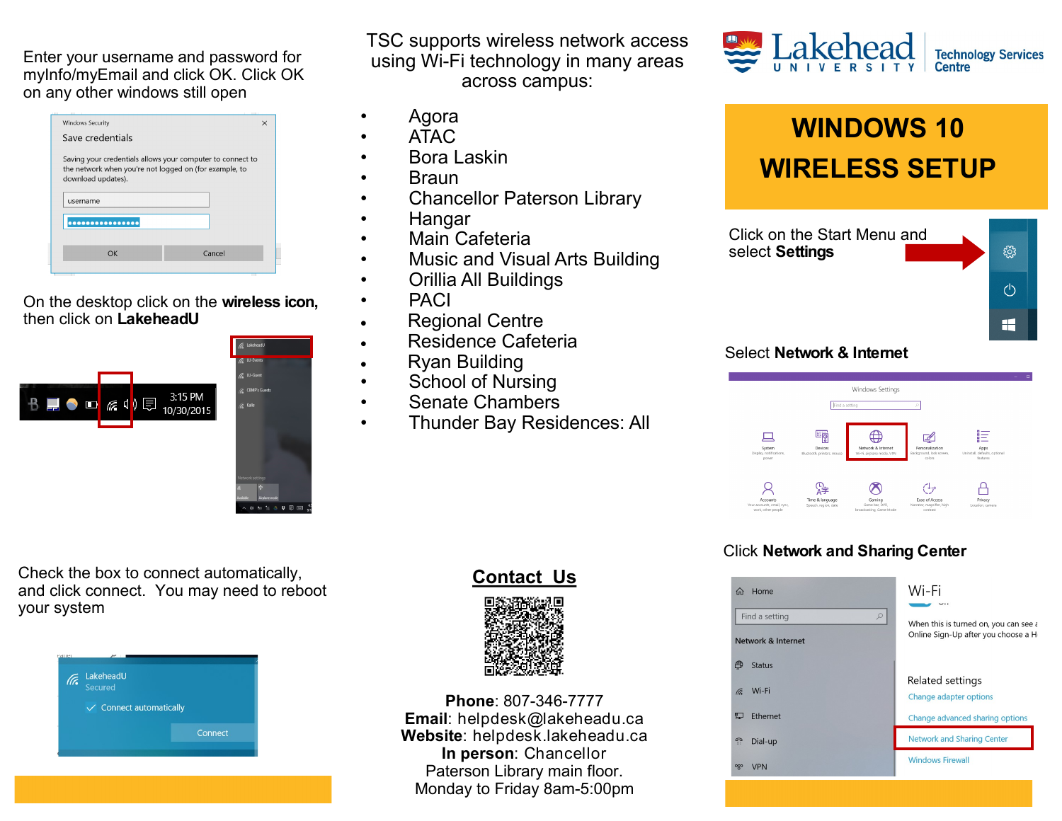# WINDOWS 10 WIRELESS SETUP

Lakehead UNIVERSITY | Technology Services Centre

Click on the Start Menu and select **Settings**

Select **Network & Internet**

Click **Network and Sharing Center**

On the desktop click on the **wireless icon**, then click on **LakeheadU**

Check the box to connect automatically, and click connect. You may need to reboot your system

Enter your username and password for myInfo/myEmail and click OK. Click OK on any other windows still open

TSC supports wireless network access using Wi-Fi technology in many areas across campus:

- Agora
- ATAC
- Bora Laskin
- Braun
- Chancellor Paterson Library
- Hangar
- Main Cafeteria
- Music and Visual Arts Building
- Orillia All Buildings
- PACI
- Regional Centre
- Residence Cafeteria
- Ryan Building
- School of Nursing
- Senate Chambers
- Thunder Bay Residences: All

## Contact Us

**Phone**: 807-346-7777
**Email**: helpdesk@lakeheadu.ca
**Website**: helpdesk.lakeheadu.ca
**In person**: Chancellor Paterson Library main floor.
Monday to Friday 8am-5:00pm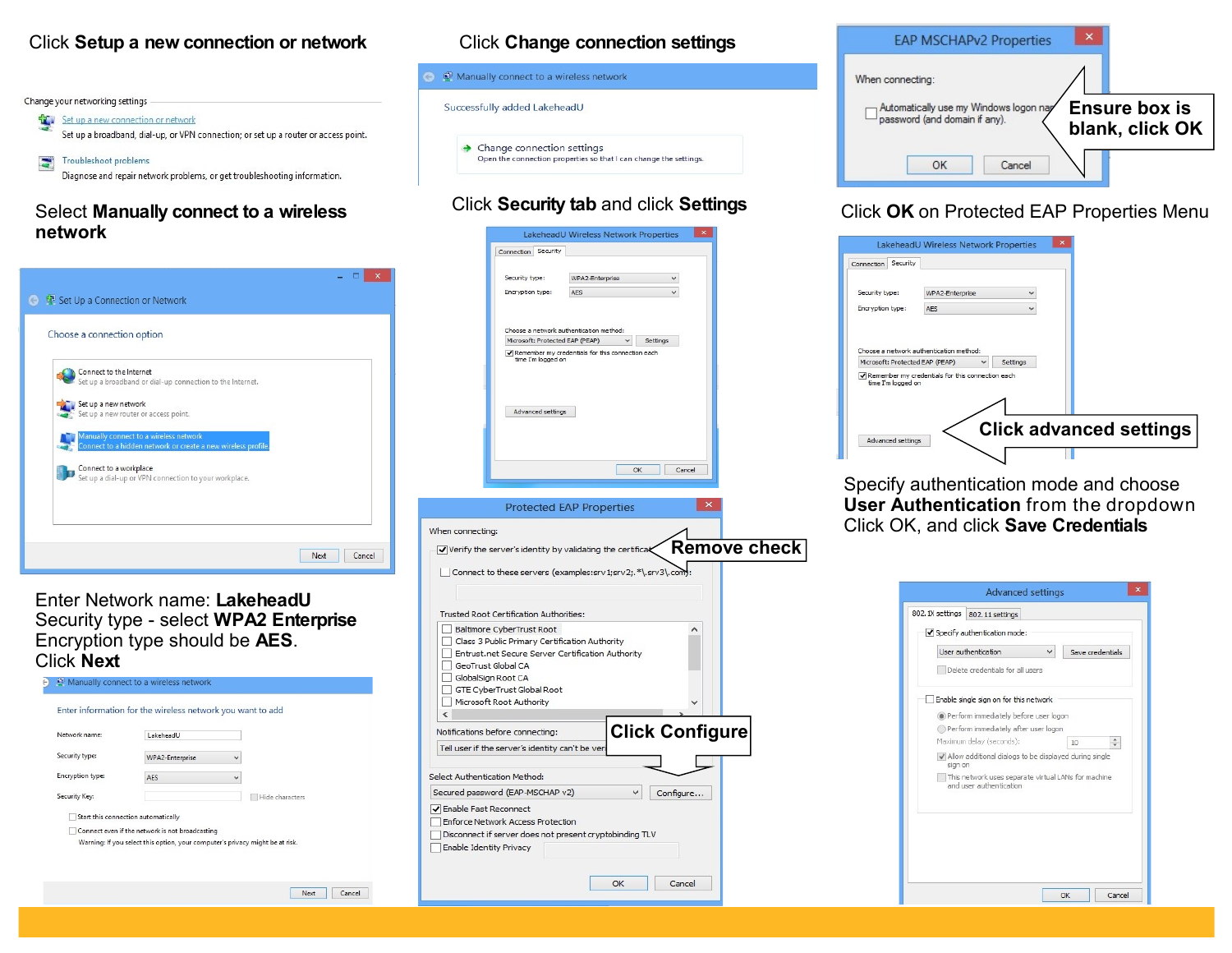Click **Setup a new connection or network**

Change your networking settings

Set up a new connection or network

Set up a broadband, dial-up, or VPN connection; or set up a router or access point.

Troubleshoot problems

Diagnose and repair network problems, or get troubleshooting information.

Select **Manually connect to a wireless network**

Set Up a Connection or Network

Choose a connection option

Connect to the Internet
Set up a broadband or dial-up connection to the Internet.

Set up a new network
Set up a new router or access point.

Manually connect to a wireless network
Connect to a hidden network or create a new wireless profile.

Connect to a workplace
Set up a dial-up or VPN connection to your workplace.

Next Cancel

Enter Network name: **LakeheadU**
Security type - select **WPA2 Enterprise**
Encryption type should be **AES**.
Click **Next**

Manually connect to a wireless network

Enter information for the wireless network you want to add

Network name: LakeheadU

Security type: WPA2-Enterprise

Encryption type: AES

Security Key: Hide characters

Start this connection automatically

Connect even if the network is not broadcasting

Warning: If you select this option, your computer's privacy might be at risk.

Next Cancel

Click **Change connection settings**

Manually connect to a wireless network

Successfully added LakeheadU

Change connection settings
Open the connection properties so that I can change the settings.

Click **Security tab** and click **Settings**

LakeheadU Wireless Network Properties

Connection Security

Security type: WPA2-Enterprise

Encryption type: AES

Choose a network authentication method:

Microsoft: Protected EAP (PEAP) Settings

Remember my credentials for this connection each time I'm logged on

Advanced settings

OK Cancel

Protected EAP Properties

When connecting:

Verify the server's identity by validating the certificate

**Remove check**

Connect to these servers (examples:srv1;srv2;.*\.srv3\.com):

Trusted Root Certification Authorities:

Baltimore CyberTrust Root
Class 3 Public Primary Certification Authority
Entrust.net Secure Server Certification Authority
GeoTrust Global CA
GlobalSign Root CA
GTE CyberTrust Global Root
Microsoft Root Authority

Notifications before connecting:

Tell user if the server's identity can't be verified

**Click Configure**

Select Authentication Method:

Secured password (EAP-MSCHAP v2) Configure...

Enable Fast Reconnect
Enforce Network Access Protection
Disconnect if server does not present cryptobinding TLV
Enable Identity Privacy

OK Cancel

EAP MSCHAPv2 Properties

When connecting:

Automatically use my Windows logon name and password (and domain if any).

**Ensure box is blank, click OK**

OK Cancel

Click **OK** on Protected EAP Properties Menu

LakeheadU Wireless Network Properties

Connection Security

Security type: WPA2-Enterprise

Encryption type: AES

Choose a network authentication method:

Microsoft: Protected EAP (PEAP) Settings

Remember my credentials for this connection each time I'm logged on

Advanced settings

**Click advanced settings**

Specify authentication mode and choose **User Authentication** from the dropdown
Click OK, and click **Save Credentials**

Advanced settings

802.1X settings 802.11 settings

Specify authentication mode:

User authentication Save credentials

Delete credentials for all users

Enable single sign on for this network

Perform immediately before user logon
Perform immediately after user logon
Maximum delay (seconds): 10
Allow additional dialogs to be displayed during single sign on
This network uses separate virtual LANs for machine and user authentication

OK Cancel